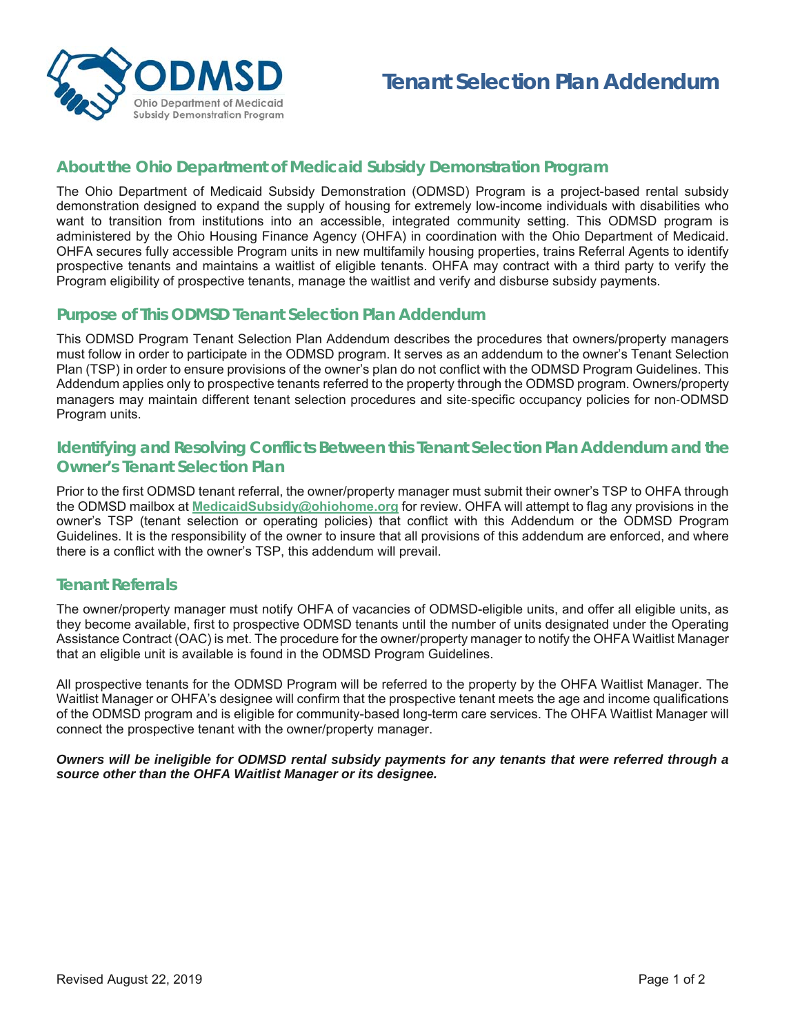# Tenant Selection Plan Addendum

## About the Ohio Department of Medicaid Subsidy Demonstration Program

The Ohio Department of Medicaid Subsidy Demonstration (ODMSD) Program is a project-based rental subsidy demonstration designed to expand the supply of housing for extremely low-income individuals with disabilities who want to transition from institutions into an accessible, integrated community setting. This ODMSD program is administered by the Ohio Housing Finance Agency (OHFA) in coordination with the Ohio Department of Medicaid. OHFA secures fully accessible Program units in new multifamily housing properties, trains Referral Agents to identify prospective tenants and maintains a waitlist of eligible tenants. OHFA may contract with a third party to verify the Program eligibility of prospective tenants, manage the waitlist and verify and disburse subsidy payments.

## Purpose of This ODMSD Tenant Selection Plan Addendum

This ODMSD Program Tenant Selection Plan Addendum describes the procedures that owners/property managers must follow in order to participate in the ODMSD program. It serves as an addendum to the owner's Tenant Selection Plan (TSP) in order to ensure provisions of the owner's plan do not conflict with the ODMSD Program Guidelines. This Addendum applies only to prospective tenants referred to the property through the ODMSD program. Owners/property managers may maintain different tenant selection procedures and site-specific occupancy policies for non-ODMSD Program units.

## Identifying and Resolving Conflicts Between this Tenant Selection Plan Addendum and the Owner's Tenant Selection Plan

Prior to the first ODMSD tenant referral, the owner/property manager must submit their owner's TSP to OHFA through the ODMSD mailbox at **MedicaidSubsidy@ohiohome.org** for review. OHFA will attempt to flag any provisions in the owner's TSP (tenant selection or operating policies) that conflict with this Addendum or the ODMSD Program Guidelines. It is the responsibility of the owner to insure that all provisions of this addendum are enforced, and where there is a conflict with the owner's TSP, this addendum will prevail.

## Tenant Referrals

The owner/property manager must notify OHFA of vacancies of ODMSD-eligible units, and offer all eligible units, as they become available, first to prospective ODMSD tenants until the number of units designated under the Operating Assistance Contract (OAC) is met. The procedure for the owner/property manager to notify the OHFA Waitlist Manager that an eligible unit is available is found in the ODMSD Program Guidelines.

All prospective tenants for the ODMSD Program will be referred to the property by the OHFA Waitlist Manager. The Waitlist Manager or OHFA's designee will confirm that the prospective tenant meets the age and income qualifications of the ODMSD program and is eligible for community-based long-term care services. The OHFA Waitlist Manager will connect the prospective tenant with the owner/property manager.

***Owners will be ineligible for ODMSD rental subsidy payments for any tenants that were referred through a source other than the OHFA Waitlist Manager or its designee.***

Revised August 22, 2019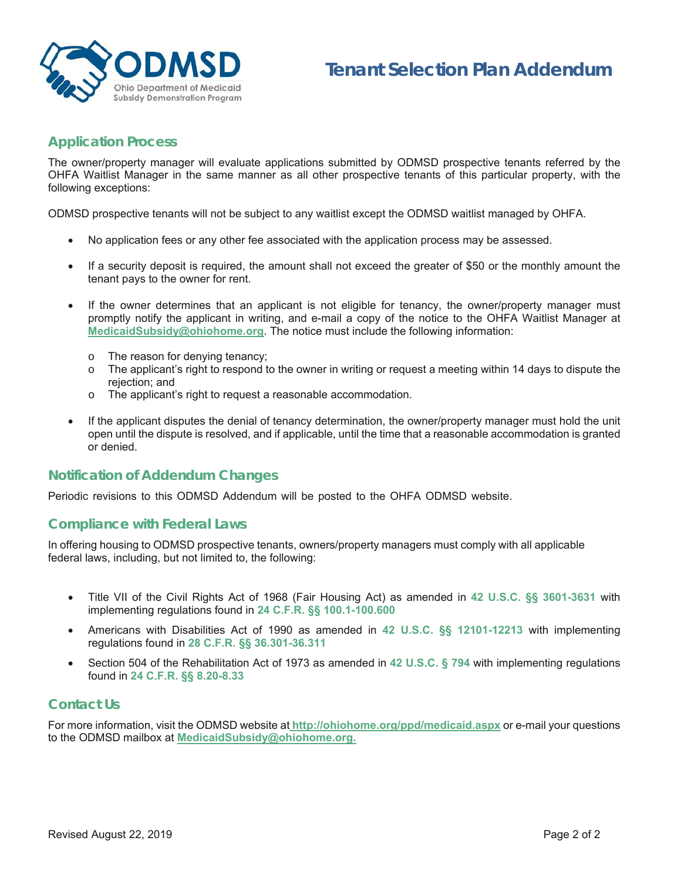# Tenant Selection Plan Addendum

## Application Process

The owner/property manager will evaluate applications submitted by ODMSD prospective tenants referred by the OHFA Waitlist Manager in the same manner as all other prospective tenants of this particular property, with the following exceptions:

ODMSD prospective tenants will not be subject to any waitlist except the ODMSD waitlist managed by OHFA.

- No application fees or any other fee associated with the application process may be assessed.
- If a security deposit is required, the amount shall not exceed the greater of $50 or the monthly amount the tenant pays to the owner for rent.
- If the owner determines that an applicant is not eligible for tenancy, the owner/property manager must promptly notify the applicant in writing, and e-mail a copy of the notice to the OHFA Waitlist Manager at **MedicaidSubsidy@ohiohome.org**. The notice must include the following information:
    - The reason for denying tenancy;
    - The applicant's right to respond to the owner in writing or request a meeting within 14 days to dispute the rejection; and
    - The applicant's right to request a reasonable accommodation.
- If the applicant disputes the denial of tenancy determination, the owner/property manager must hold the unit open until the dispute is resolved, and if applicable, until the time that a reasonable accommodation is granted or denied.

## Notification of Addendum Changes

Periodic revisions to this ODMSD Addendum will be posted to the OHFA ODMSD website.

## Compliance with Federal Laws

In offering housing to ODMSD prospective tenants, owners/property managers must comply with all applicable federal laws, including, but not limited to, the following:

- Title VII of the Civil Rights Act of 1968 (Fair Housing Act) as amended in **42 U.S.C. §§ 3601-3631** with implementing regulations found in **24 C.F.R. §§ 100.1-100.600**
- Americans with Disabilities Act of 1990 as amended in **42 U.S.C. §§ 12101-12213** with implementing regulations found in **28 C.F.R. §§ 36.301-36.311**
- Section 504 of the Rehabilitation Act of 1973 as amended in **42 U.S.C. § 794** with implementing regulations found in **24 C.F.R. §§ 8.20-8.33**

## Contact Us

For more information, visit the ODMSD website at **http://ohiohome.org/ppd/medicaid.aspx** or e-mail your questions to the ODMSD mailbox at **MedicaidSubsidy@ohiohome.org.**

Revised August 22, 2019